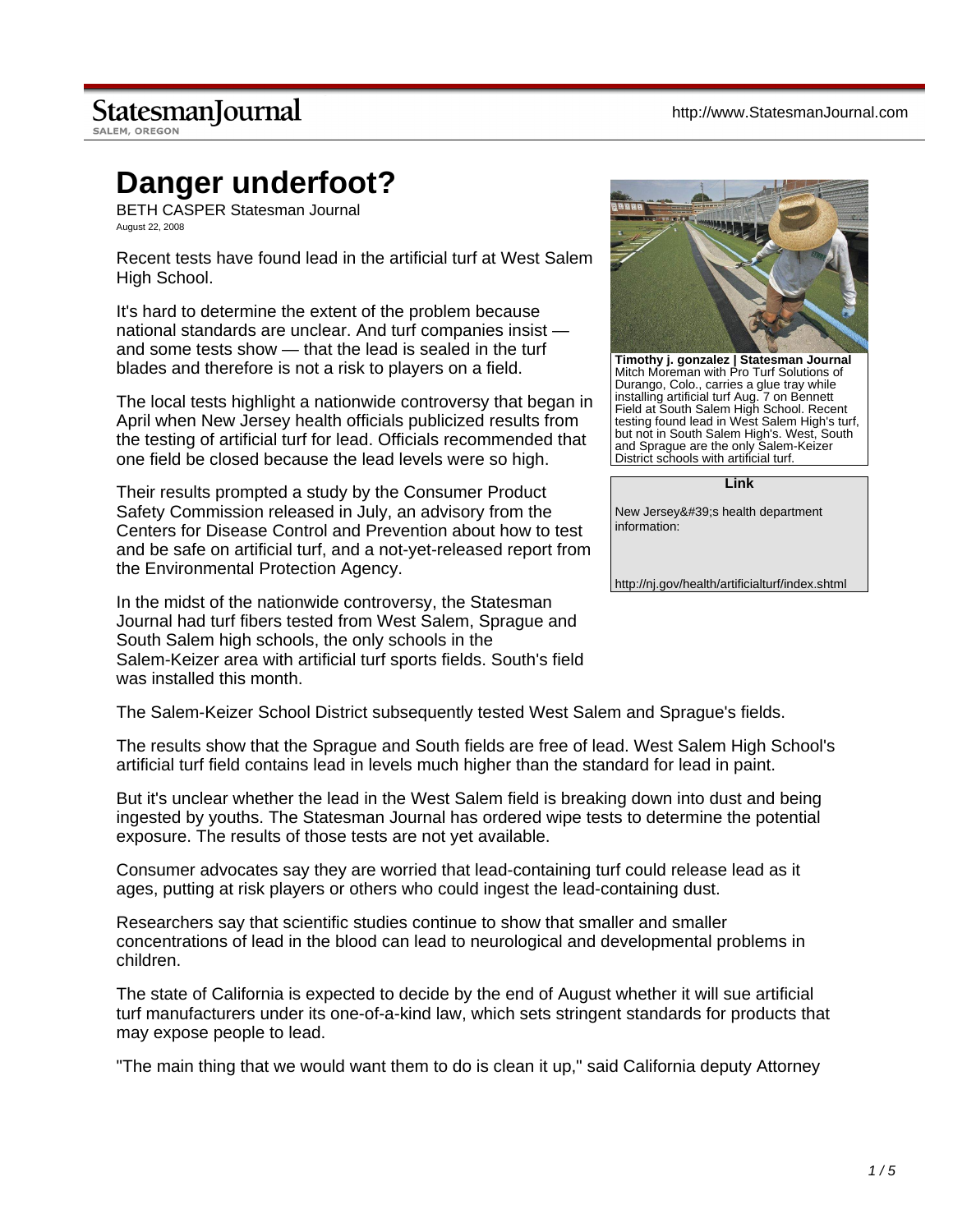# Danger underfoot?

BETH CASPER Statesman Journal

August 22, 2008

Recent tests have found lead in the artificial turf at West Salem High School.

It's hard to determine the extent of the problem because national standards are unclear. And turf companies insist — and some tests show — that the lead is sealed in the turf blades and therefore is not a risk to players on a field.

The local tests highlight a nationwide controversy that began in April when New Jersey health officials publicized results from the testing of artificial turf for lead. Officials recommended that one field be closed because the lead levels were so high.

Their results prompted a study by the Consumer Product Safety Commission released in July, an advisory from the Centers for Disease Control and Prevention about how to test and be safe on artificial turf, and a not-yet-released report from the Environmental Protection Agency.

In the midst of the nationwide controversy, the Statesman Journal had turf fibers tested from West Salem, Sprague and South Salem high schools, the only schools in the Salem-Keizer area with artificial turf sports fields. South's field was installed this month.

**Timothy j. gonzalez | Statesman Journal**
Mitch Moreman with Pro Turf Solutions of Durango, Colo., carries a glue tray while installing artificial turf Aug. 7 on Bennett Field at South Salem High School. Recent testing found lead in West Salem High's turf, but not in South Salem High's. West, South and Sprague are the only Salem-Keizer District schools with artificial turf.

**Link**

New Jersey&#39;s health department information:

http://nj.gov/health/artificialturf/index.shtml

The Salem-Keizer School District subsequently tested West Salem and Sprague's fields.

The results show that the Sprague and South fields are free of lead. West Salem High School's artificial turf field contains lead in levels much higher than the standard for lead in paint.

But it's unclear whether the lead in the West Salem field is breaking down into dust and being ingested by youths. The Statesman Journal has ordered wipe tests to determine the potential exposure. The results of those tests are not yet available.

Consumer advocates say they are worried that lead-containing turf could release lead as it ages, putting at risk players or others who could ingest the lead-containing dust.

Researchers say that scientific studies continue to show that smaller and smaller concentrations of lead in the blood can lead to neurological and developmental problems in children.

The state of California is expected to decide by the end of August whether it will sue artificial turf manufacturers under its one-of-a-kind law, which sets stringent standards for products that may expose people to lead.

"The main thing that we would want them to do is clean it up," said California deputy Attorney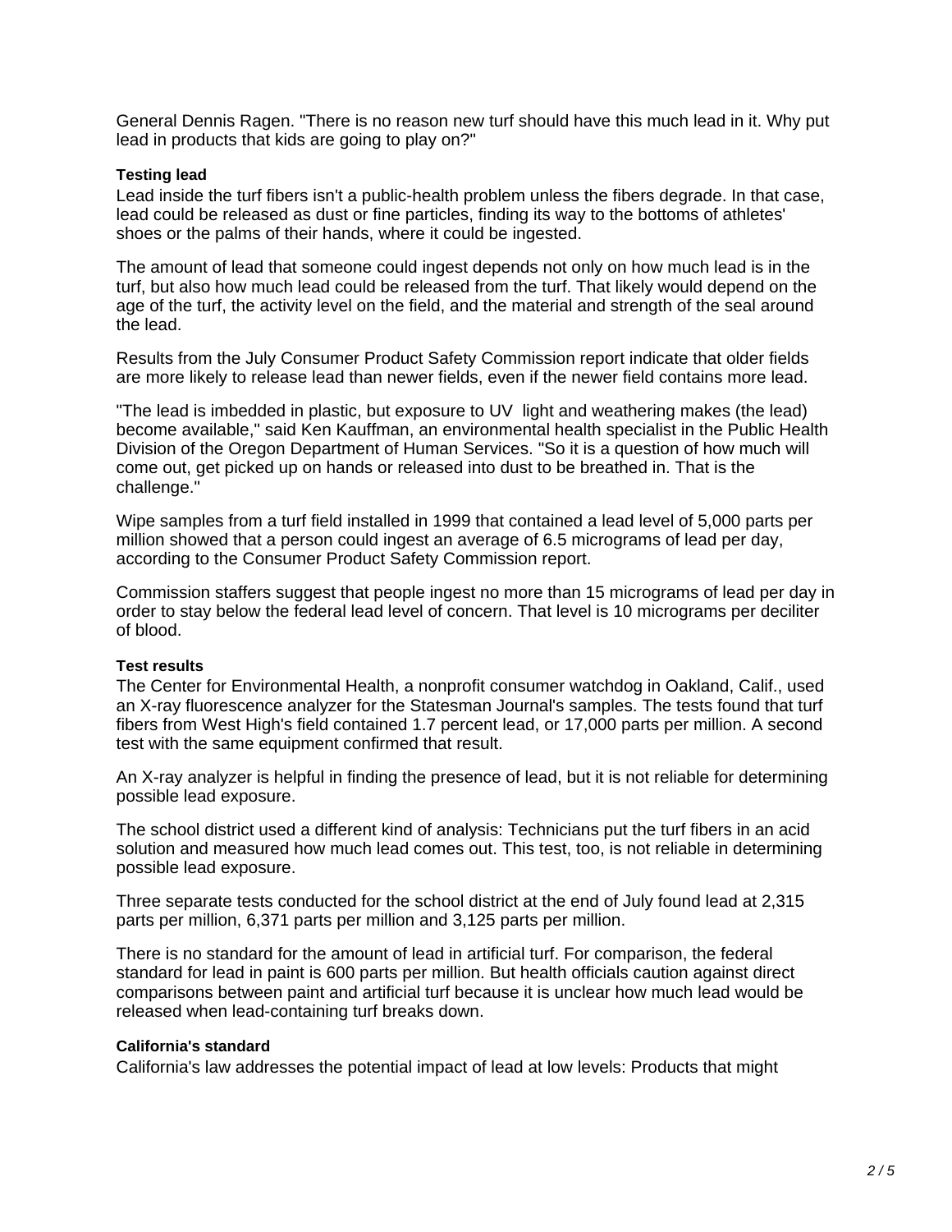General Dennis Ragen. "There is no reason new turf should have this much lead in it. Why put lead in products that kids are going to play on?"

### Testing lead

Lead inside the turf fibers isn't a public-health problem unless the fibers degrade. In that case, lead could be released as dust or fine particles, finding its way to the bottoms of athletes' shoes or the palms of their hands, where it could be ingested.

The amount of lead that someone could ingest depends not only on how much lead is in the turf, but also how much lead could be released from the turf. That likely would depend on the age of the turf, the activity level on the field, and the material and strength of the seal around the lead.

Results from the July Consumer Product Safety Commission report indicate that older fields are more likely to release lead than newer fields, even if the newer field contains more lead.

"The lead is imbedded in plastic, but exposure to UV light and weathering makes (the lead) become available," said Ken Kauffman, an environmental health specialist in the Public Health Division of the Oregon Department of Human Services. "So it is a question of how much will come out, get picked up on hands or released into dust to be breathed in. That is the challenge."

Wipe samples from a turf field installed in 1999 that contained a lead level of 5,000 parts per million showed that a person could ingest an average of 6.5 micrograms of lead per day, according to the Consumer Product Safety Commission report.

Commission staffers suggest that people ingest no more than 15 micrograms of lead per day in order to stay below the federal lead level of concern. That level is 10 micrograms per deciliter of blood.

### Test results

The Center for Environmental Health, a nonprofit consumer watchdog in Oakland, Calif., used an X-ray fluorescence analyzer for the Statesman Journal's samples. The tests found that turf fibers from West High's field contained 1.7 percent lead, or 17,000 parts per million. A second test with the same equipment confirmed that result.

An X-ray analyzer is helpful in finding the presence of lead, but it is not reliable for determining possible lead exposure.

The school district used a different kind of analysis: Technicians put the turf fibers in an acid solution and measured how much lead comes out. This test, too, is not reliable in determining possible lead exposure.

Three separate tests conducted for the school district at the end of July found lead at 2,315 parts per million, 6,371 parts per million and 3,125 parts per million.

There is no standard for the amount of lead in artificial turf. For comparison, the federal standard for lead in paint is 600 parts per million. But health officials caution against direct comparisons between paint and artificial turf because it is unclear how much lead would be released when lead-containing turf breaks down.

### California's standard

California's law addresses the potential impact of lead at low levels: Products that might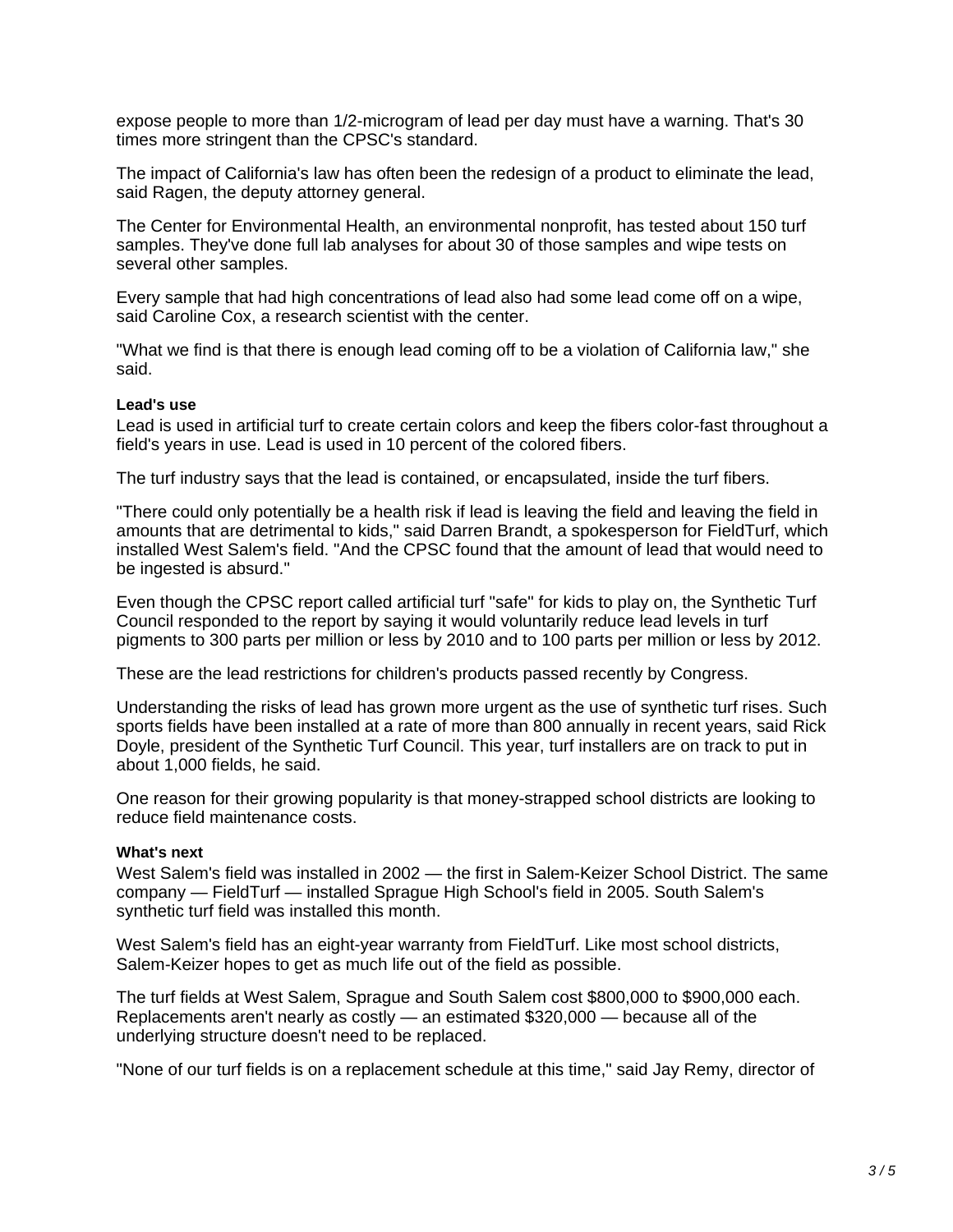expose people to more than 1/2-microgram of lead per day must have a warning. That's 30 times more stringent than the CPSC's standard.

The impact of California's law has often been the redesign of a product to eliminate the lead, said Ragen, the deputy attorney general.

The Center for Environmental Health, an environmental nonprofit, has tested about 150 turf samples. They've done full lab analyses for about 30 of those samples and wipe tests on several other samples.

Every sample that had high concentrations of lead also had some lead come off on a wipe, said Caroline Cox, a research scientist with the center.

"What we find is that there is enough lead coming off to be a violation of California law," she said.

**Lead's use**

Lead is used in artificial turf to create certain colors and keep the fibers color-fast throughout a field's years in use. Lead is used in 10 percent of the colored fibers.

The turf industry says that the lead is contained, or encapsulated, inside the turf fibers.

"There could only potentially be a health risk if lead is leaving the field and leaving the field in amounts that are detrimental to kids," said Darren Brandt, a spokesperson for FieldTurf, which installed West Salem's field. "And the CPSC found that the amount of lead that would need to be ingested is absurd."

Even though the CPSC report called artificial turf "safe" for kids to play on, the Synthetic Turf Council responded to the report by saying it would voluntarily reduce lead levels in turf pigments to 300 parts per million or less by 2010 and to 100 parts per million or less by 2012.

These are the lead restrictions for children's products passed recently by Congress.

Understanding the risks of lead has grown more urgent as the use of synthetic turf rises. Such sports fields have been installed at a rate of more than 800 annually in recent years, said Rick Doyle, president of the Synthetic Turf Council. This year, turf installers are on track to put in about 1,000 fields, he said.

One reason for their growing popularity is that money-strapped school districts are looking to reduce field maintenance costs.

**What's next**

West Salem's field was installed in 2002 — the first in Salem-Keizer School District. The same company — FieldTurf — installed Sprague High School's field in 2005. South Salem's synthetic turf field was installed this month.

West Salem's field has an eight-year warranty from FieldTurf. Like most school districts, Salem-Keizer hopes to get as much life out of the field as possible.

The turf fields at West Salem, Sprague and South Salem cost $800,000 to $900,000 each. Replacements aren't nearly as costly — an estimated $320,000 — because all of the underlying structure doesn't need to be replaced.

"None of our turf fields is on a replacement schedule at this time," said Jay Remy, director of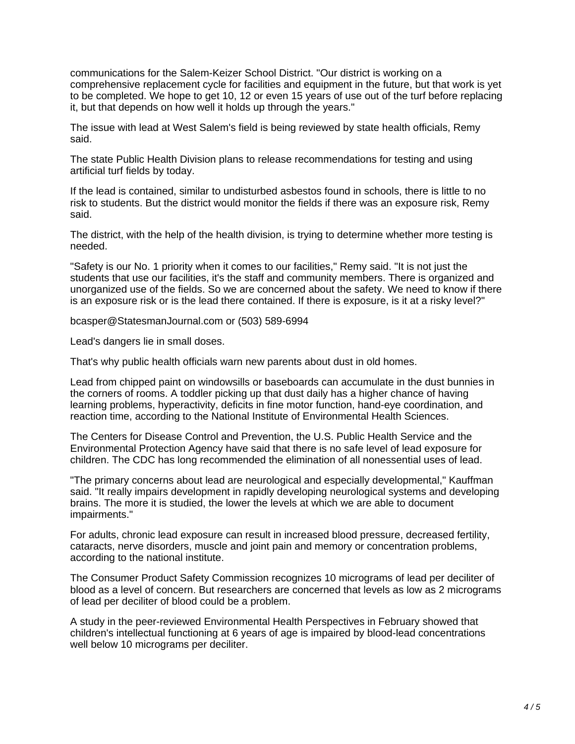communications for the Salem-Keizer School District. "Our district is working on a comprehensive replacement cycle for facilities and equipment in the future, but that work is yet to be completed. We hope to get 10, 12 or even 15 years of use out of the turf before replacing it, but that depends on how well it holds up through the years."

The issue with lead at West Salem's field is being reviewed by state health officials, Remy said.

The state Public Health Division plans to release recommendations for testing and using artificial turf fields by today.

If the lead is contained, similar to undisturbed asbestos found in schools, there is little to no risk to students. But the district would monitor the fields if there was an exposure risk, Remy said.

The district, with the help of the health division, is trying to determine whether more testing is needed.

"Safety is our No. 1 priority when it comes to our facilities," Remy said. "It is not just the students that use our facilities, it's the staff and community members. There is organized and unorganized use of the fields. So we are concerned about the safety. We need to know if there is an exposure risk or is the lead there contained. If there is exposure, is it at a risky level?"

bcasper@StatesmanJournal.com or (503) 589-6994

Lead's dangers lie in small doses.

That's why public health officials warn new parents about dust in old homes.

Lead from chipped paint on windowsills or baseboards can accumulate in the dust bunnies in the corners of rooms. A toddler picking up that dust daily has a higher chance of having learning problems, hyperactivity, deficits in fine motor function, hand-eye coordination, and reaction time, according to the National Institute of Environmental Health Sciences.

The Centers for Disease Control and Prevention, the U.S. Public Health Service and the Environmental Protection Agency have said that there is no safe level of lead exposure for children. The CDC has long recommended the elimination of all nonessential uses of lead.

"The primary concerns about lead are neurological and especially developmental," Kauffman said. "It really impairs development in rapidly developing neurological systems and developing brains. The more it is studied, the lower the levels at which we are able to document impairments."

For adults, chronic lead exposure can result in increased blood pressure, decreased fertility, cataracts, nerve disorders, muscle and joint pain and memory or concentration problems, according to the national institute.

The Consumer Product Safety Commission recognizes 10 micrograms of lead per deciliter of blood as a level of concern. But researchers are concerned that levels as low as 2 micrograms of lead per deciliter of blood could be a problem.

A study in the peer-reviewed Environmental Health Perspectives in February showed that children's intellectual functioning at 6 years of age is impaired by blood-lead concentrations well below 10 micrograms per deciliter.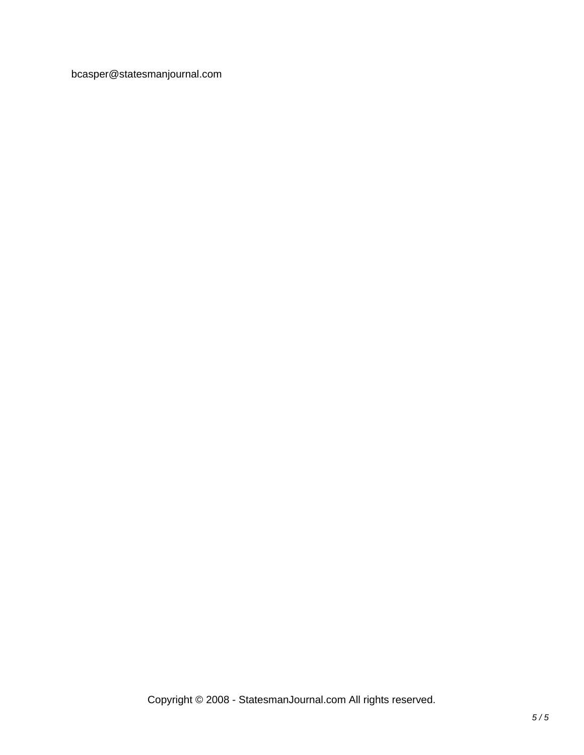bcasper@statesmanjournal.com

Copyright © 2008 - StatesmanJournal.com All rights reserved.